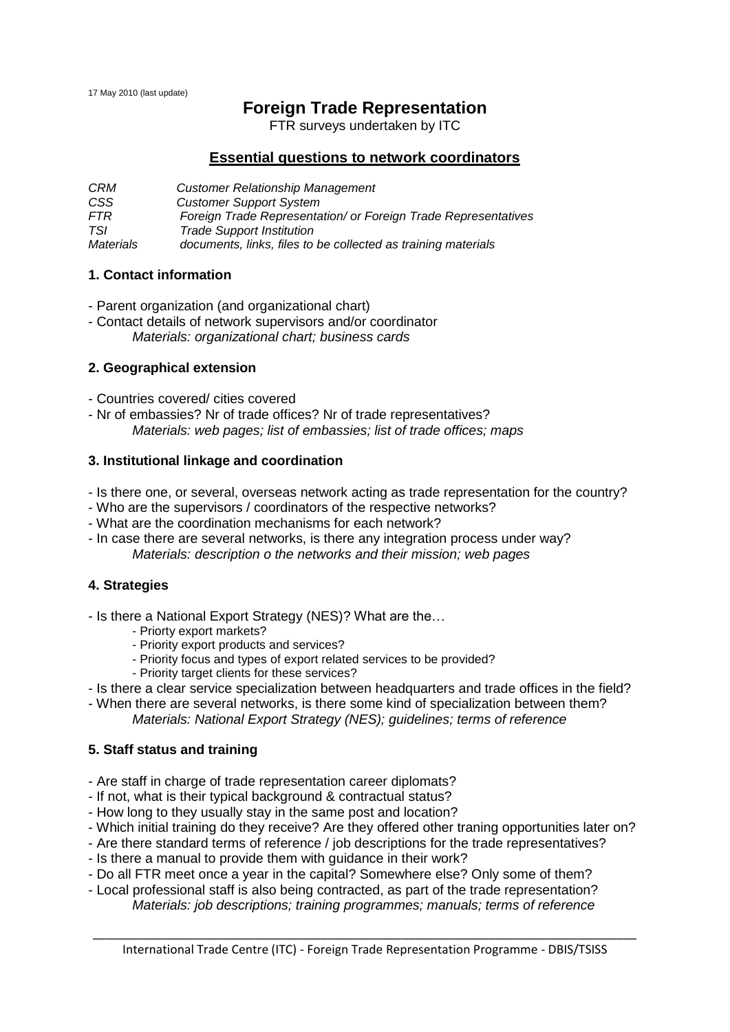17 May 2010 (last update)

# Foreign Trade Representation

FTR surveys undertaken by ITC

## Essential questions to network coordinators

| | |
|---|---|
| *CRM* | *Customer Relationship Management* |
| *CSS* | *Customer Support System* |
| *FTR* | *Foreign Trade Representation/ or Foreign Trade Representatives* |
| *TSI* | *Trade Support Institution* |
| *Materials* | *documents, links, files to be collected as training materials* |

### 1. Contact information

- Parent organization (and organizational chart)
- Contact details of network supervisors and/or coordinator

  *Materials: organizational chart; business cards*

### 2. Geographical extension

- Countries covered/ cities covered
- Nr of embassies? Nr of trade offices? Nr of trade representatives?

  *Materials: web pages; list of embassies; list of trade offices; maps*

### 3. Institutional linkage and coordination

- Is there one, or several, overseas network acting as trade representation for the country?
- Who are the supervisors / coordinators of the respective networks?
- What are the coordination mechanisms for each network?
- In case there are several networks, is there any integration process under way?

  *Materials: description o the networks and their mission; web pages*

### 4. Strategies

- Is there a National Export Strategy (NES)? What are the…
  - Priorty export markets?
  - Priority export products and services?
  - Priority focus and types of export related services to be provided?
  - Priority target clients for these services?
- Is there a clear service specialization between headquarters and trade offices in the field?
- When there are several networks, is there some kind of specialization between them?

  *Materials: National Export Strategy (NES); guidelines; terms of reference*

### 5. Staff status and training

- Are staff in charge of trade representation career diplomats?
- If not, what is their typical background & contractual status?
- How long to they usually stay in the same post and location?
- Which initial training do they receive? Are they offered other traning opportunities later on?
- Are there standard terms of reference / job descriptions for the trade representatives?
- Is there a manual to provide them with guidance in their work?
- Do all FTR meet once a year in the capital? Somewhere else? Only some of them?
- Local professional staff is also being contracted, as part of the trade representation?

  *Materials: job descriptions; training programmes; manuals; terms of reference*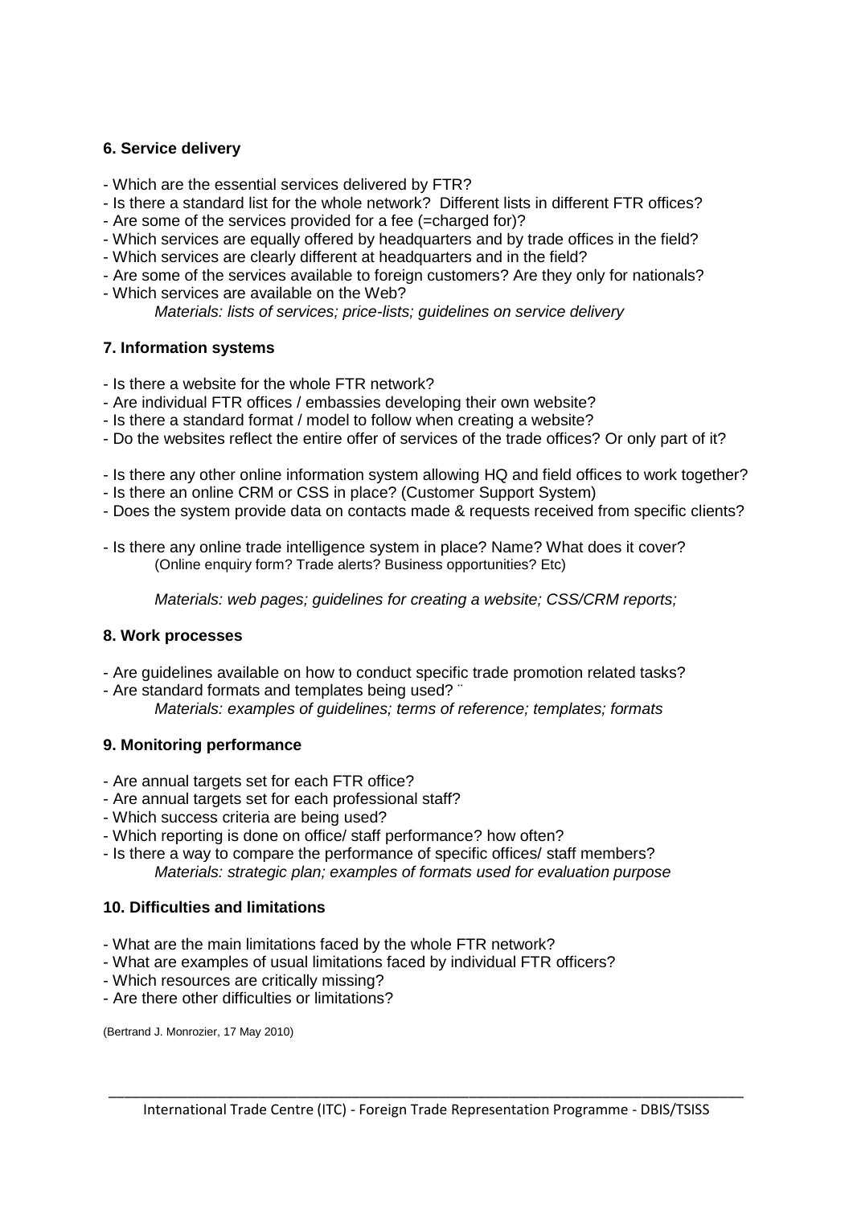### 6. Service delivery

- Which are the essential services delivered by FTR?
- Is there a standard list for the whole network? Different lists in different FTR offices?
- Are some of the services provided for a fee (=charged for)?
- Which services are equally offered by headquarters and by trade offices in the field?
- Which services are clearly different at headquarters and in the field?
- Are some of the services available to foreign customers? Are they only for nationals?
- Which services are available on the Web?

  *Materials: lists of services; price-lists; guidelines on service delivery*

### 7. Information systems

- Is there a website for the whole FTR network?
- Are individual FTR offices / embassies developing their own website?
- Is there a standard format / model to follow when creating a website?
- Do the websites reflect the entire offer of services of the trade offices? Or only part of it?

- Is there any other online information system allowing HQ and field offices to work together?
- Is there an online CRM or CSS in place? (Customer Support System)
- Does the system provide data on contacts made & requests received from specific clients?

- Is there any online trade intelligence system in place? Name? What does it cover?

  (Online enquiry form? Trade alerts? Business opportunities? Etc)

  *Materials: web pages; guidelines for creating a website; CSS/CRM reports;*

### 8. Work processes

- Are guidelines available on how to conduct specific trade promotion related tasks?
- Are standard formats and templates being used? ¨

  *Materials: examples of guidelines; terms of reference; templates; formats*

### 9. Monitoring performance

- Are annual targets set for each FTR office?
- Are annual targets set for each professional staff?
- Which success criteria are being used?
- Which reporting is done on office/ staff performance? how often?
- Is there a way to compare the performance of specific offices/ staff members?

  *Materials: strategic plan; examples of formats used for evaluation purpose*

### 10. Difficulties and limitations

- What are the main limitations faced by the whole FTR network?
- What are examples of usual limitations faced by individual FTR officers?
- Which resources are critically missing?
- Are there other difficulties or limitations?

(Bertrand J. Monrozier, 17 May 2010)